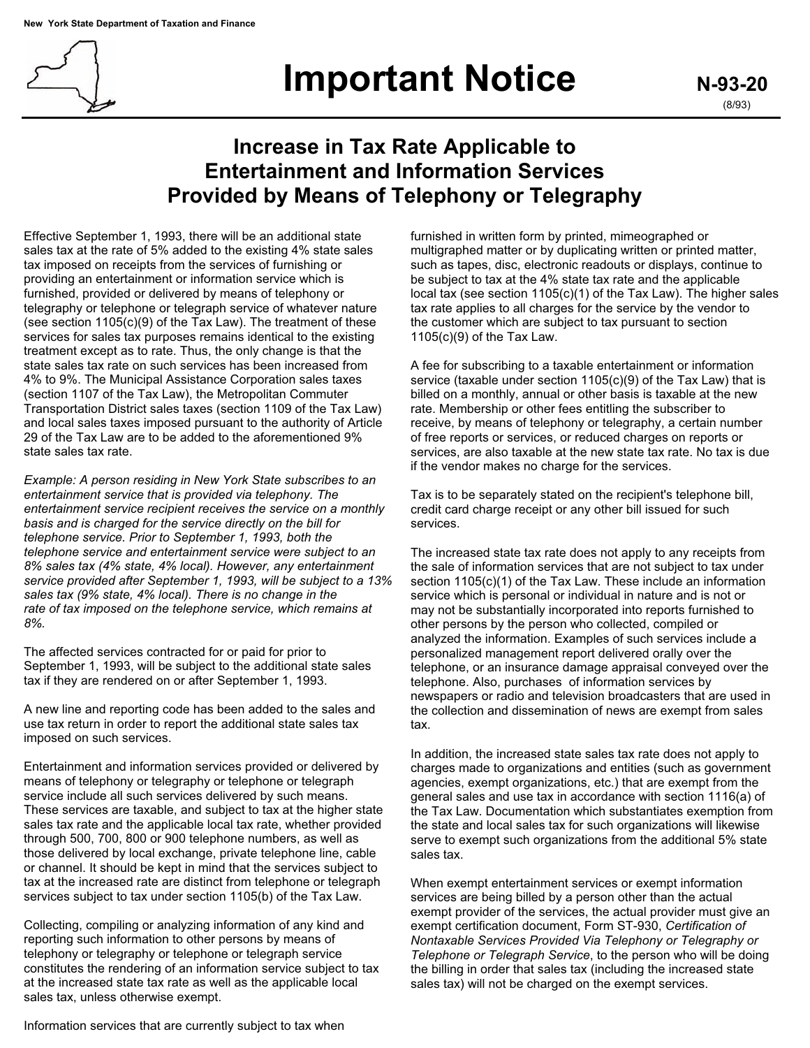New York State Department of Taxation and Finance

# Important Notice

**N-93-20**
(8/93)

## Increase in Tax Rate Applicable to Entertainment and Information Services Provided by Means of Telephony or Telegraphy

Effective September 1, 1993, there will be an additional state sales tax at the rate of 5% added to the existing 4% state sales tax imposed on receipts from the services of furnishing or providing an entertainment or information service which is furnished, provided or delivered by means of telephony or telegraphy or telephone or telegraph service of whatever nature (see section 1105(c)(9) of the Tax Law). The treatment of these services for sales tax purposes remains identical to the existing treatment except as to rate. Thus, the only change is that the state sales tax rate on such services has been increased from 4% to 9%. The Municipal Assistance Corporation sales taxes (section 1107 of the Tax Law), the Metropolitan Commuter Transportation District sales taxes (section 1109 of the Tax Law) and local sales taxes imposed pursuant to the authority of Article 29 of the Tax Law are to be added to the aforementioned 9% state sales tax rate.

*Example: A person residing in New York State subscribes to an entertainment service that is provided via telephony. The entertainment service recipient receives the service on a monthly basis and is charged for the service directly on the bill for telephone service. Prior to September 1, 1993, both the telephone service and entertainment service were subject to an 8% sales tax (4% state, 4% local). However, any entertainment service provided after September 1, 1993, will be subject to a 13% sales tax (9% state, 4% local). There is no change in the rate of tax imposed on the telephone service, which remains at 8%.*

The affected services contracted for or paid for prior to September 1, 1993, will be subject to the additional state sales tax if they are rendered on or after September 1, 1993.

A new line and reporting code has been added to the sales and use tax return in order to report the additional state sales tax imposed on such services.

Entertainment and information services provided or delivered by means of telephony or telegraphy or telephone or telegraph service include all such services delivered by such means. These services are taxable, and subject to tax at the higher state sales tax rate and the applicable local tax rate, whether provided through 500, 700, 800 or 900 telephone numbers, as well as those delivered by local exchange, private telephone line, cable or channel. It should be kept in mind that the services subject to tax at the increased rate are distinct from telephone or telegraph services subject to tax under section 1105(b) of the Tax Law.

Collecting, compiling or analyzing information of any kind and reporting such information to other persons by means of telephony or telegraphy or telephone or telegraph service constitutes the rendering of an information service subject to tax at the increased state tax rate as well as the applicable local sales tax, unless otherwise exempt.

Information services that are currently subject to tax when furnished in written form by printed, mimeographed or multigraphed matter or by duplicating written or printed matter, such as tapes, disc, electronic readouts or displays, continue to be subject to tax at the 4% state tax rate and the applicable local tax (see section 1105(c)(1) of the Tax Law). The higher sales tax rate applies to all charges for the service by the vendor to the customer which are subject to tax pursuant to section 1105(c)(9) of the Tax Law.

A fee for subscribing to a taxable entertainment or information service (taxable under section 1105(c)(9) of the Tax Law) that is billed on a monthly, annual or other basis is taxable at the new rate. Membership or other fees entitling the subscriber to receive, by means of telephony or telegraphy, a certain number of free reports or services, or reduced charges on reports or services, are also taxable at the new state tax rate. No tax is due if the vendor makes no charge for the services.

Tax is to be separately stated on the recipient's telephone bill, credit card charge receipt or any other bill issued for such services.

The increased state tax rate does not apply to any receipts from the sale of information services that are not subject to tax under section 1105(c)(1) of the Tax Law. These include an information service which is personal or individual in nature and is not or may not be substantially incorporated into reports furnished to other persons by the person who collected, compiled or analyzed the information. Examples of such services include a personalized management report delivered orally over the telephone, or an insurance damage appraisal conveyed over the telephone. Also, purchases of information services by newspapers or radio and television broadcasters that are used in the collection and dissemination of news are exempt from sales tax.

In addition, the increased state sales tax rate does not apply to charges made to organizations and entities (such as government agencies, exempt organizations, etc.) that are exempt from the general sales and use tax in accordance with section 1116(a) of the Tax Law. Documentation which substantiates exemption from the state and local sales tax for such organizations will likewise serve to exempt such organizations from the additional 5% state sales tax.

When exempt entertainment services or exempt information services are being billed by a person other than the actual exempt provider of the services, the actual provider must give an exempt certification document, Form ST-930, *Certification of Nontaxable Services Provided Via Telephony or Telegraphy or Telephone or Telegraph Service*, to the person who will be doing the billing in order that sales tax (including the increased state sales tax) will not be charged on the exempt services.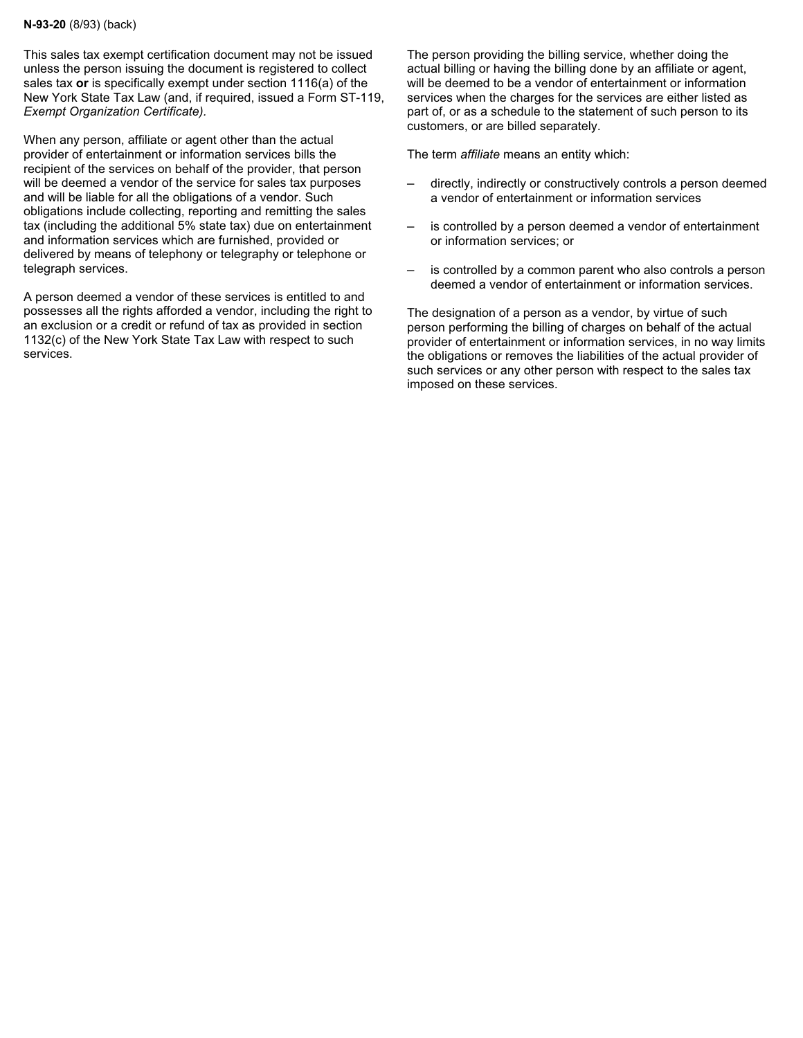This sales tax exempt certification document may not be issued unless the person issuing the document is registered to collect sales tax **or** is specifically exempt under section 1116(a) of the New York State Tax Law (and, if required, issued a Form ST-119, *Exempt Organization Certificate).*

When any person, affiliate or agent other than the actual provider of entertainment or information services bills the recipient of the services on behalf of the provider, that person will be deemed a vendor of the service for sales tax purposes and will be liable for all the obligations of a vendor. Such obligations include collecting, reporting and remitting the sales tax (including the additional 5% state tax) due on entertainment and information services which are furnished, provided or delivered by means of telephony or telegraphy or telephone or telegraph services.

A person deemed a vendor of these services is entitled to and possesses all the rights afforded a vendor, including the right to an exclusion or a credit or refund of tax as provided in section 1132(c) of the New York State Tax Law with respect to such services.

The person providing the billing service, whether doing the actual billing or having the billing done by an affiliate or agent, will be deemed to be a vendor of entertainment or information services when the charges for the services are either listed as part of, or as a schedule to the statement of such person to its customers, or are billed separately.

The term *affiliate* means an entity which:

– directly, indirectly or constructively controls a person deemed a vendor of entertainment or information services

– is controlled by a person deemed a vendor of entertainment or information services; or

– is controlled by a common parent who also controls a person deemed a vendor of entertainment or information services.

The designation of a person as a vendor, by virtue of such person performing the billing of charges on behalf of the actual provider of entertainment or information services, in no way limits the obligations or removes the liabilities of the actual provider of such services or any other person with respect to the sales tax imposed on these services.